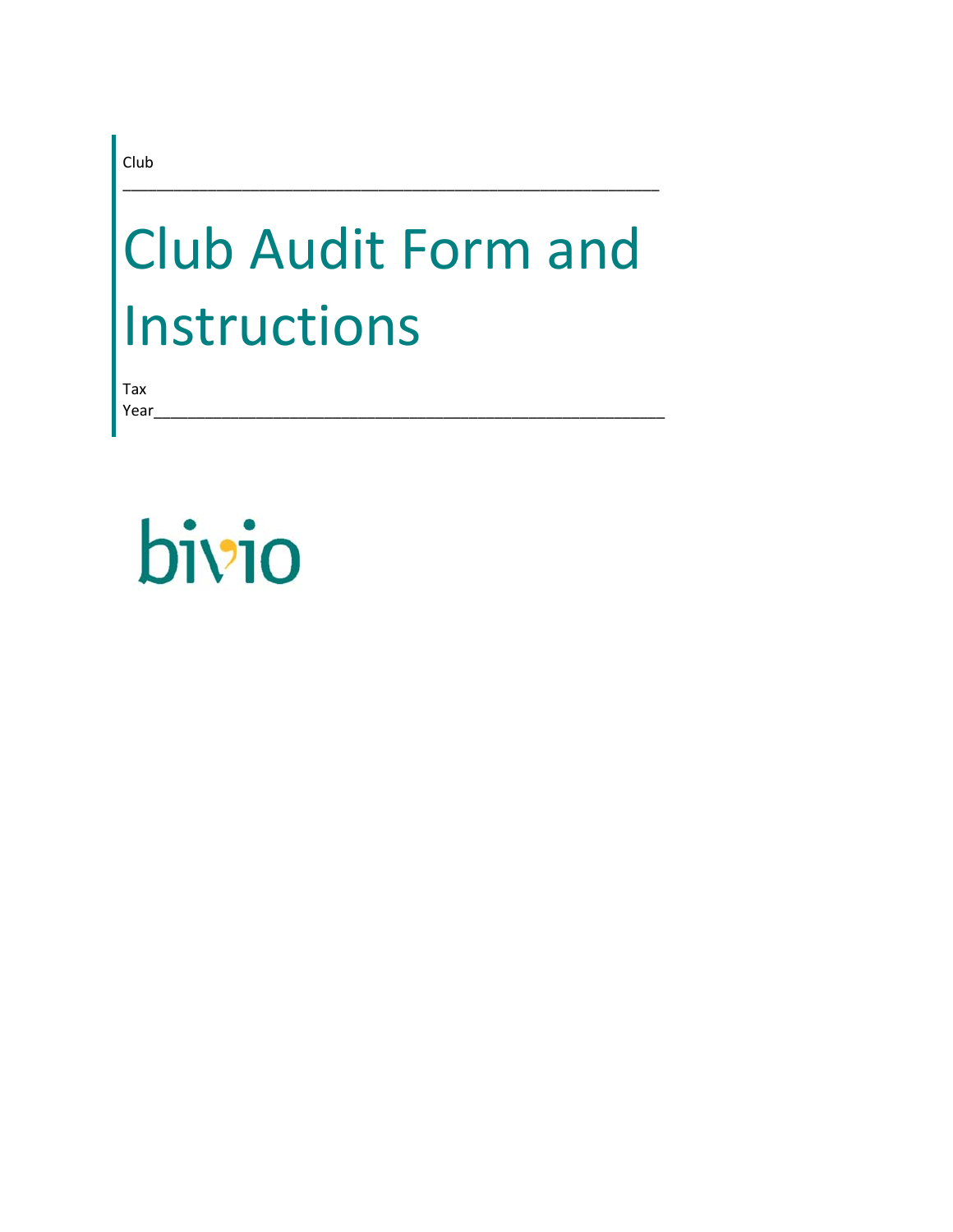Club \_\_\_\_\_\_\_\_\_\_\_\_\_\_\_\_\_\_\_\_\_\_\_\_\_\_\_\_\_\_\_\_\_\_\_\_\_\_\_\_\_\_\_\_\_\_\_\_\_\_\_\_\_\_

# Club Audit Form and Instructions

Tax Year\_\_\_\_\_\_\_\_\_\_\_\_\_\_\_\_\_\_\_\_\_\_\_\_\_\_\_\_\_\_\_\_\_\_\_\_\_\_\_\_\_\_\_\_\_\_\_\_\_\_\_\_\_\_

bivio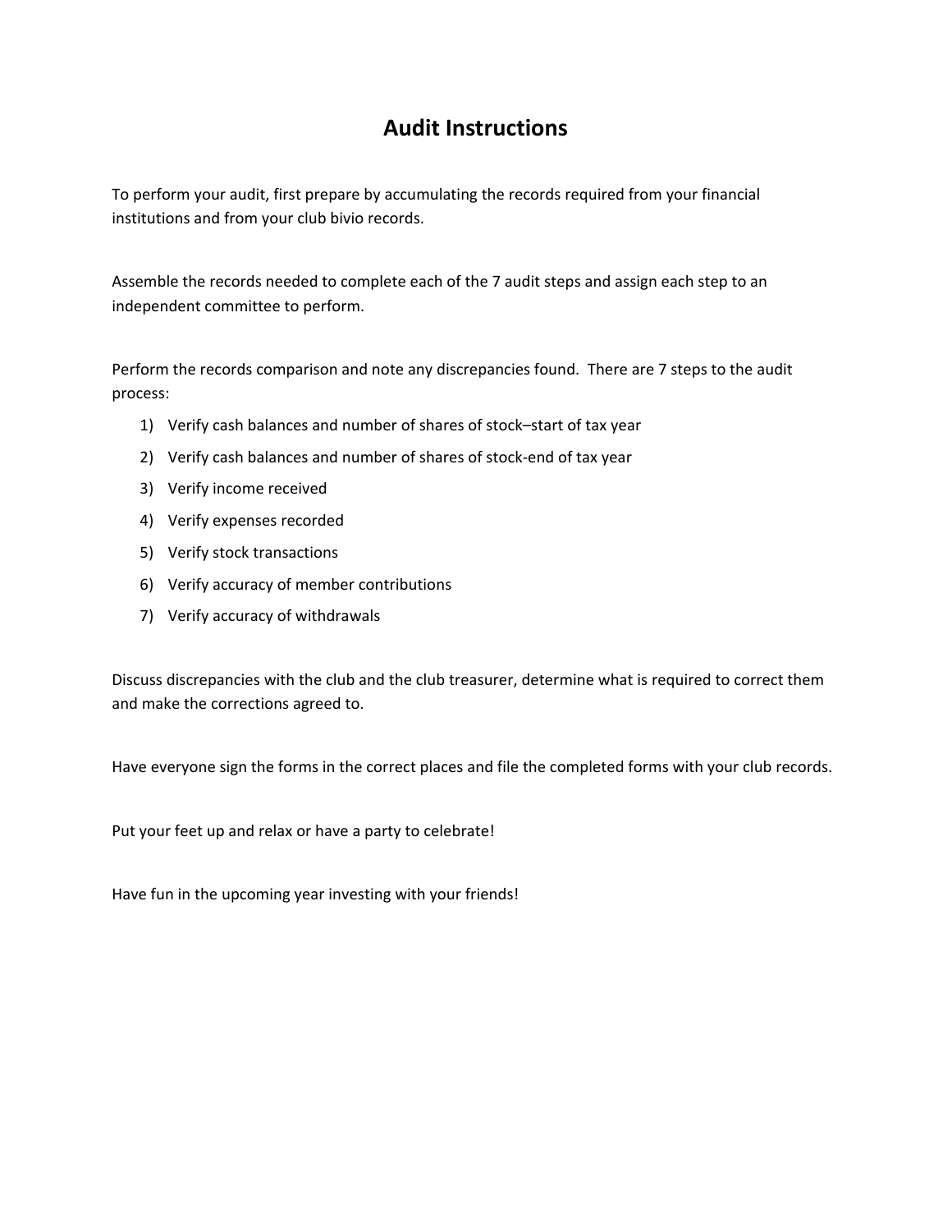# Audit Instructions

To perform your audit, first prepare by accumulating the records required from your financial institutions and from your club bivio records.

Assemble the records needed to complete each of the 7 audit steps and assign each step to an independent committee to perform.

Perform the records comparison and note any discrepancies found. There are 7 steps to the audit process:

1) Verify cash balances and number of shares of stock–start of tax year
2) Verify cash balances and number of shares of stock-end of tax year
3) Verify income received
4) Verify expenses recorded
5) Verify stock transactions
6) Verify accuracy of member contributions
7) Verify accuracy of withdrawals

Discuss discrepancies with the club and the club treasurer, determine what is required to correct them and make the corrections agreed to.

Have everyone sign the forms in the correct places and file the completed forms with your club records.

Put your feet up and relax or have a party to celebrate!

Have fun in the upcoming year investing with your friends!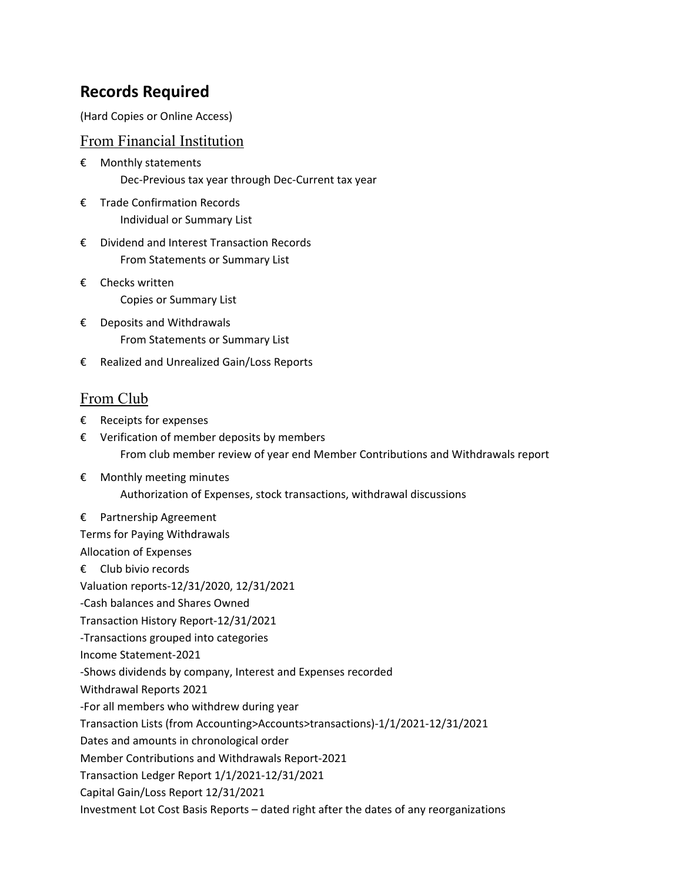## Records Required

(Hard Copies or Online Access)

### From Financial Institution

€ Monthly statements
    Dec-Previous tax year through Dec-Current tax year

€ Trade Confirmation Records
    Individual or Summary List

€ Dividend and Interest Transaction Records
    From Statements or Summary List

€ Checks written
    Copies or Summary List

€ Deposits and Withdrawals
    From Statements or Summary List

€ Realized and Unrealized Gain/Loss Reports

### From Club

€ Receipts for expenses

€ Verification of member deposits by members
    From club member review of year end Member Contributions and Withdrawals report

€ Monthly meeting minutes
    Authorization of Expenses, stock transactions, withdrawal discussions

€ Partnership Agreement

Terms for Paying Withdrawals

Allocation of Expenses

€ Club bivio records

Valuation reports-12/31/2020, 12/31/2021

-Cash balances and Shares Owned

Transaction History Report-12/31/2021

-Transactions grouped into categories

Income Statement-2021

-Shows dividends by company, Interest and Expenses recorded

Withdrawal Reports 2021

-For all members who withdrew during year

Transaction Lists (from Accounting>Accounts>transactions)-1/1/2021-12/31/2021

Dates and amounts in chronological order

Member Contributions and Withdrawals Report-2021

Transaction Ledger Report 1/1/2021-12/31/2021

Capital Gain/Loss Report 12/31/2021

Investment Lot Cost Basis Reports – dated right after the dates of any reorganizations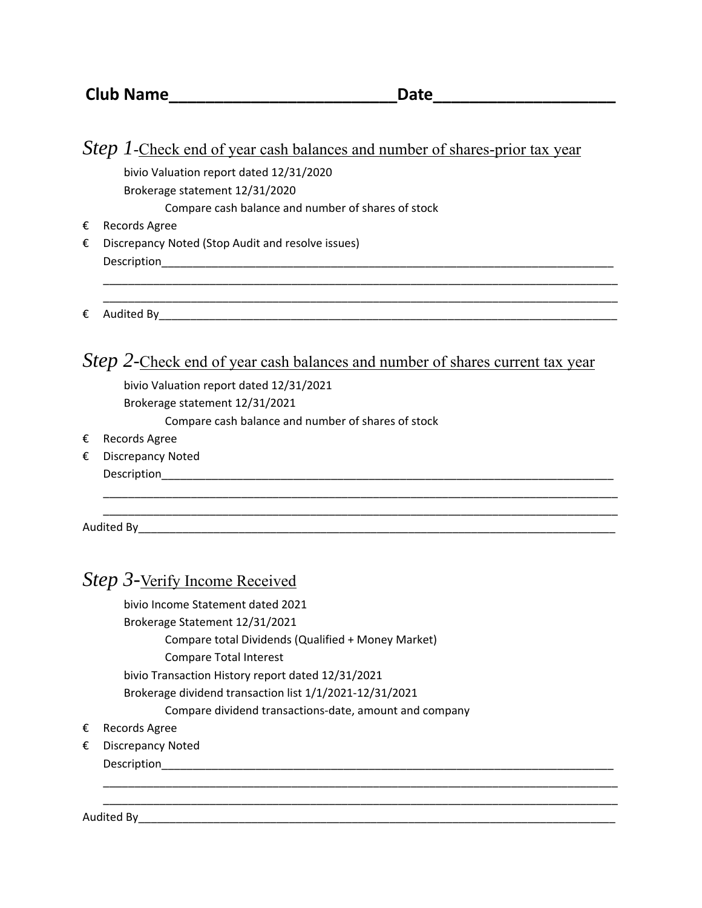**Club Name________________________Date___________________**

## *Step 1*-Check end of year cash balances and number of shares-prior tax year

bivio Valuation report dated 12/31/2020

Brokerage statement 12/31/2020

Compare cash balance and number of shares of stock

€ Records Agree

€ Discrepancy Noted (Stop Audit and resolve issues)

Description_____________________________________________________________________________

______________________________________________________________________________________

______________________________________________________________________________________

€ Audited By_____________________________________________________________________________

## *Step 2*-Check end of year cash balances and number of shares current tax year

bivio Valuation report dated 12/31/2021

Brokerage statement 12/31/2021

Compare cash balance and number of shares of stock

€ Records Agree

€ Discrepancy Noted

Description_____________________________________________________________________________

______________________________________________________________________________________

______________________________________________________________________________________

Audited By_______________________________________________________________________________

## *Step 3*-Verify Income Received

bivio Income Statement dated 2021

Brokerage Statement 12/31/2021

Compare total Dividends (Qualified + Money Market)

Compare Total Interest

bivio Transaction History report dated 12/31/2021

Brokerage dividend transaction list 1/1/2021-12/31/2021

Compare dividend transactions-date, amount and company

€ Records Agree

€ Discrepancy Noted

Description_____________________________________________________________________________

______________________________________________________________________________________

______________________________________________________________________________________

Audited By_______________________________________________________________________________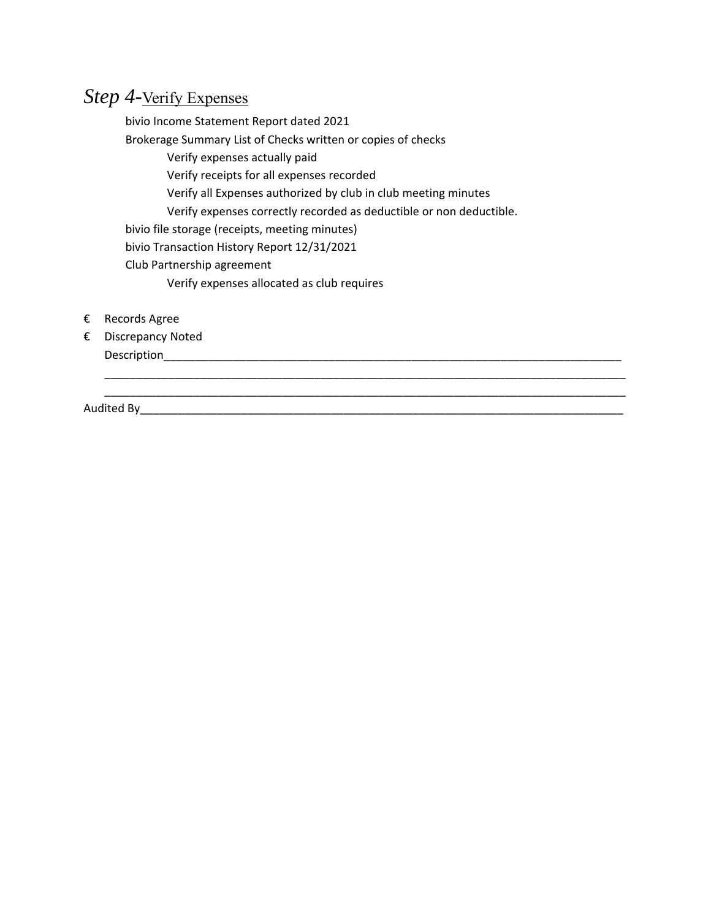## *Step 4-*Verify Expenses

- bivio Income Statement Report dated 2021
- Brokerage Summary List of Checks written or copies of checks
  - Verify expenses actually paid
  - Verify receipts for all expenses recorded
  - Verify all Expenses authorized by club in club meeting minutes
  - Verify expenses correctly recorded as deductible or non deductible.
- bivio file storage (receipts, meeting minutes)
- bivio Transaction History Report 12/31/2021
- Club Partnership agreement
  - Verify expenses allocated as club requires

€ Records Agree

€ Discrepancy Noted

Description______________________________________________________________________________
__________________________________________________________________________________________
__________________________________________________________________________________________

Audited By________________________________________________________________________________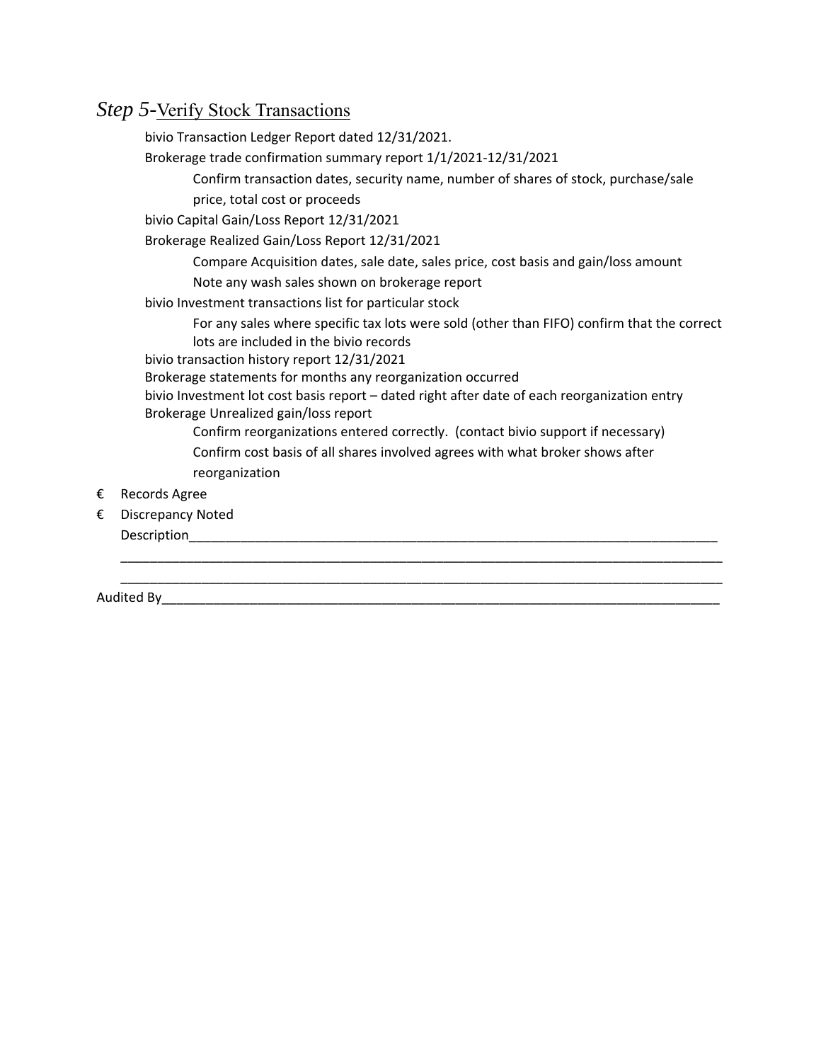## *Step 5*-Verify Stock Transactions

bivio Transaction Ledger Report dated 12/31/2021.

Brokerage trade confirmation summary report 1/1/2021-12/31/2021

- Confirm transaction dates, security name, number of shares of stock, purchase/sale price, total cost or proceeds

bivio Capital Gain/Loss Report 12/31/2021

Brokerage Realized Gain/Loss Report 12/31/2021

- Compare Acquisition dates, sale date, sales price, cost basis and gain/loss amount
- Note any wash sales shown on brokerage report

bivio Investment transactions list for particular stock

- For any sales where specific tax lots were sold (other than FIFO) confirm that the correct lots are included in the bivio records

bivio transaction history report 12/31/2021

Brokerage statements for months any reorganization occurred

bivio Investment lot cost basis report – dated right after date of each reorganization entry

Brokerage Unrealized gain/loss report

- Confirm reorganizations entered correctly. (contact bivio support if necessary)
- Confirm cost basis of all shares involved agrees with what broker shows after reorganization

€ Records Agree

€ Discrepancy Noted

Description________________________________________________________________________

_______________________________________________________________________________

_______________________________________________________________________________

Audited By_________________________________________________________________________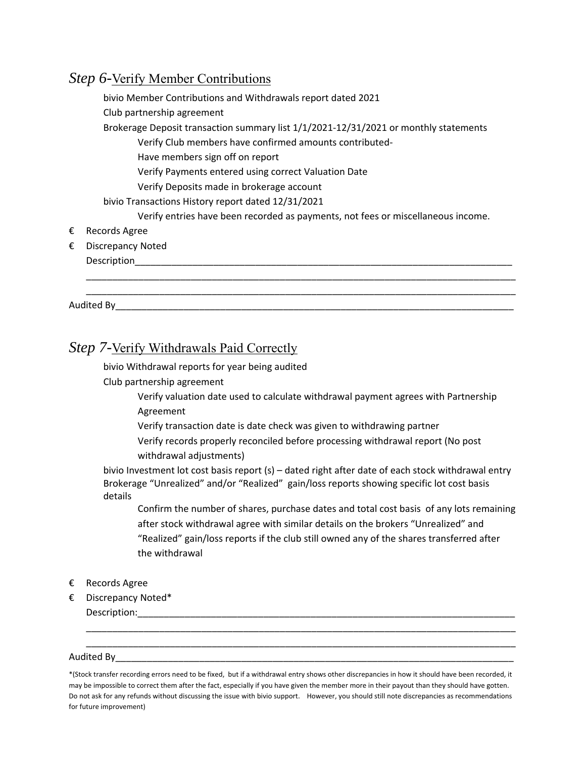## *Step 6*-Verify Member Contributions

bivio Member Contributions and Withdrawals report dated 2021

Club partnership agreement

Brokerage Deposit transaction summary list 1/1/2021-12/31/2021 or monthly statements

- Verify Club members have confirmed amounts contributed-
- Have members sign off on report
- Verify Payments entered using correct Valuation Date
- Verify Deposits made in brokerage account

bivio Transactions History report dated 12/31/2021

- Verify entries have been recorded as payments, not fees or miscellaneous income.

€ Records Agree

€ Discrepancy Noted

Description_____________________________________________________________________________

_______________________________________________________________________________________

_______________________________________________________________________________________

Audited By______________________________________________________________________________

## *Step 7*-Verify Withdrawals Paid Correctly

bivio Withdrawal reports for year being audited

Club partnership agreement

- Verify valuation date used to calculate withdrawal payment agrees with Partnership Agreement
- Verify transaction date is date check was given to withdrawing partner
- Verify records properly reconciled before processing withdrawal report (No post withdrawal adjustments)

bivio Investment lot cost basis report (s) – dated right after date of each stock withdrawal entry

Brokerage "Unrealized" and/or "Realized" gain/loss reports showing specific lot cost basis details

- Confirm the number of shares, purchase dates and total cost basis of any lots remaining after stock withdrawal agree with similar details on the brokers "Unrealized" and "Realized" gain/loss reports if the club still owned any of the shares transferred after the withdrawal

€ Records Agree

€ Discrepancy Noted*

Description:____________________________________________________________________________

_______________________________________________________________________________________

_______________________________________________________________________________________

Audited By______________________________________________________________________________

*(Stock transfer recording errors need to be fixed, but if a withdrawal entry shows other discrepancies in how it should have been recorded, it may be impossible to correct them after the fact, especially if you have given the member more in their payout than they should have gotten. Do not ask for any refunds without discussing the issue with bivio support. However, you should still note discrepancies as recommendations for future improvement)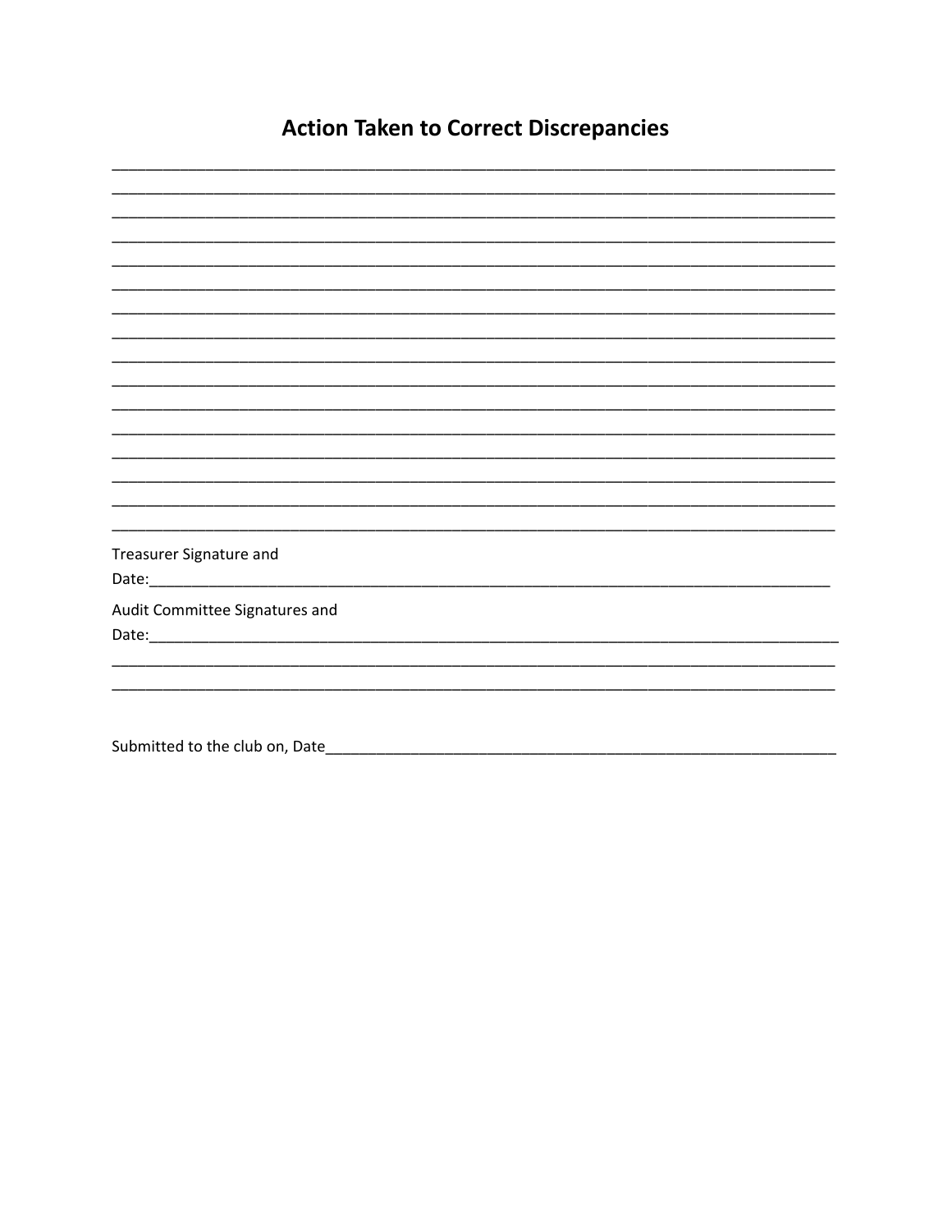# Action Taken to Correct Discrepancies

_____________________________________________________________________________________
_____________________________________________________________________________________
_____________________________________________________________________________________
_____________________________________________________________________________________
_____________________________________________________________________________________
_____________________________________________________________________________________
_____________________________________________________________________________________
_____________________________________________________________________________________
_____________________________________________________________________________________
_____________________________________________________________________________________
_____________________________________________________________________________________
_____________________________________________________________________________________
_____________________________________________________________________________________
_____________________________________________________________________________________
_____________________________________________________________________________________
_____________________________________________________________________________________

Treasurer Signature and
Date:________________________________________________________________________________

Audit Committee Signatures and
Date:_________________________________________________________________________________
_____________________________________________________________________________________
_____________________________________________________________________________________

Submitted to the club on, Date____________________________________________________________